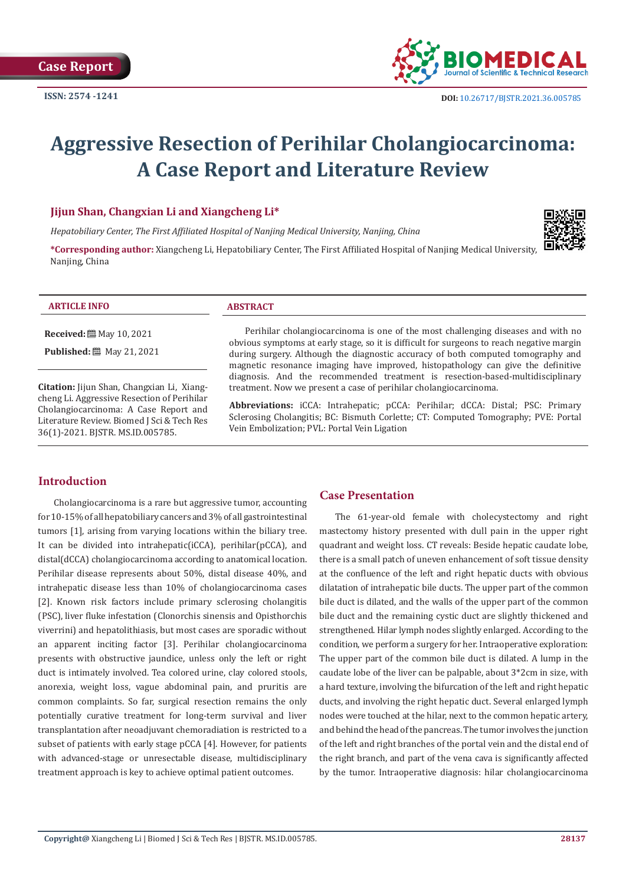Case Report

ISSN: 2574 -1241

DOI: 10.26717/BJSTR.2021.36.005785

# Aggressive Resection of Perihilar Cholangiocarcinoma: A Case Report and Literature Review

**Jijun Shan, Changxian Li and Xiangcheng Li***

*Hepatobiliary Center, The First Affiliated Hospital of Nanjing Medical University, Nanjing, China*

***Corresponding author:** Xiangcheng Li, Hepatobiliary Center, The First Affiliated Hospital of Nanjing Medical University, Nanjing, China

**ARTICLE INFO**

**Received:** May 10, 2021

**Published:** May 21, 2021

**Citation:** Jijun Shan, Changxian Li, Xiangcheng Li. Aggressive Resection of Perihilar Cholangiocarcinoma: A Case Report and Literature Review. Biomed J Sci & Tech Res 36(1)-2021. BJSTR. MS.ID.005785.

**ABSTRACT**

Perihilar cholangiocarcinoma is one of the most challenging diseases and with no obvious symptoms at early stage, so it is difficult for surgeons to reach negative margin during surgery. Although the diagnostic accuracy of both computed tomography and magnetic resonance imaging have improved, histopathology can give the definitive diagnosis. And the recommended treatment is resection-based-multidisciplinary treatment. Now we present a case of perihilar cholangiocarcinoma.

**Abbreviations:** iCCA: Intrahepatic; pCCA: Perihilar; dCCA: Distal; PSC: Primary Sclerosing Cholangitis; BC: Bismuth Corlette; CT: Computed Tomography; PVE: Portal Vein Embolization; PVL: Portal Vein Ligation

## Introduction

Cholangiocarcinoma is a rare but aggressive tumor, accounting for 10-15% of all hepatobiliary cancers and 3% of all gastrointestinal tumors [1], arising from varying locations within the biliary tree. It can be divided into intrahepatic(iCCA), perihilar(pCCA), and distal(dCCA) cholangiocarcinoma according to anatomical location. Perihilar disease represents about 50%, distal disease 40%, and intrahepatic disease less than 10% of cholangiocarcinoma cases [2]. Known risk factors include primary sclerosing cholangitis (PSC), liver fluke infestation (Clonorchis sinensis and Opisthorchis viverrini) and hepatolithiasis, but most cases are sporadic without an apparent inciting factor [3]. Perihilar cholangiocarcinoma presents with obstructive jaundice, unless only the left or right duct is intimately involved. Tea colored urine, clay colored stools, anorexia, weight loss, vague abdominal pain, and pruritis are common complaints. So far, surgical resection remains the only potentially curative treatment for long-term survival and liver transplantation after neoadjuvant chemoradiation is restricted to a subset of patients with early stage pCCA [4]. However, for patients with advanced-stage or unresectable disease, multidisciplinary treatment approach is key to achieve optimal patient outcomes.

## Case Presentation

The 61-year-old female with cholecystectomy and right mastectomy history presented with dull pain in the upper right quadrant and weight loss. CT reveals: Beside hepatic caudate lobe, there is a small patch of uneven enhancement of soft tissue density at the confluence of the left and right hepatic ducts with obvious dilatation of intrahepatic bile ducts. The upper part of the common bile duct is dilated, and the walls of the upper part of the common bile duct and the remaining cystic duct are slightly thickened and strengthened. Hilar lymph nodes slightly enlarged. According to the condition, we perform a surgery for her. Intraoperative exploration: The upper part of the common bile duct is dilated. A lump in the caudate lobe of the liver can be palpable, about 3*2cm in size, with a hard texture, involving the bifurcation of the left and right hepatic ducts, and involving the right hepatic duct. Several enlarged lymph nodes were touched at the hilar, next to the common hepatic artery, and behind the head of the pancreas. The tumor involves the junction of the left and right branches of the portal vein and the distal end of the right branch, and part of the vena cava is significantly affected by the tumor. Intraoperative diagnosis: hilar cholangiocarcinoma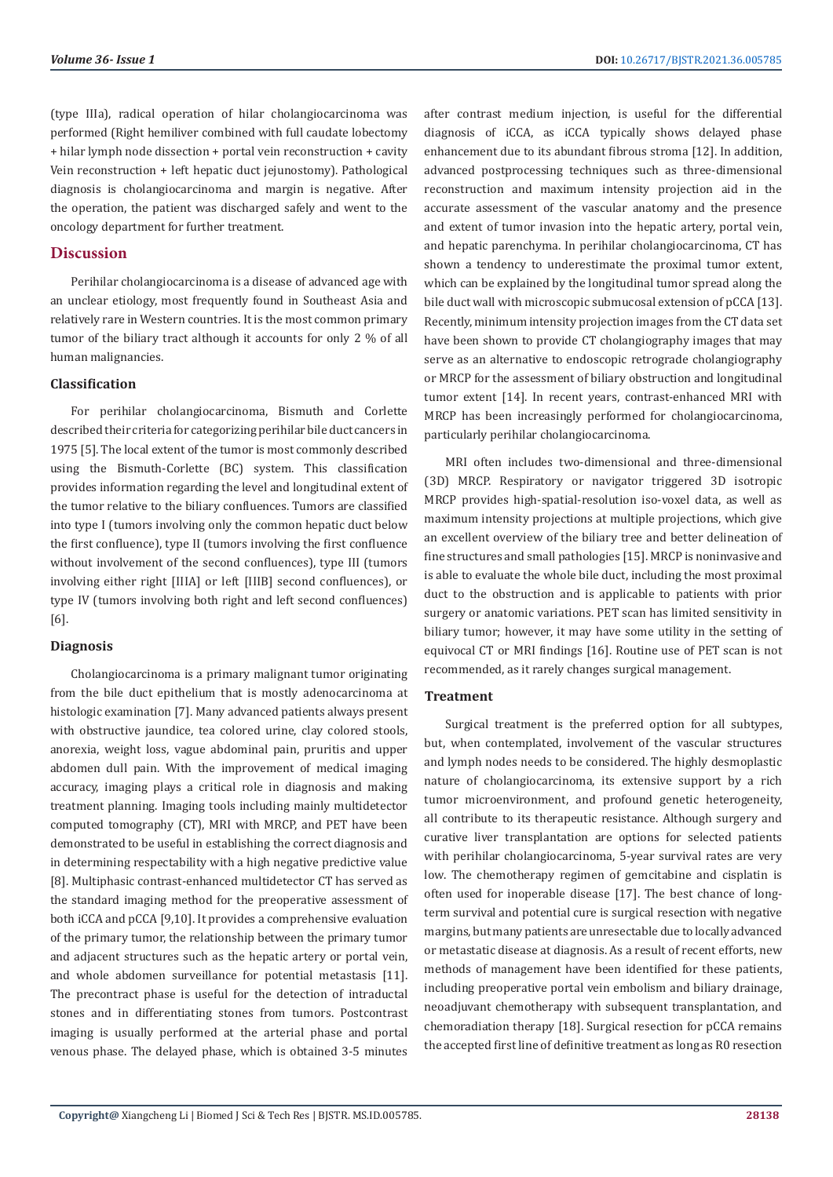(type IIIa), radical operation of hilar cholangiocarcinoma was performed (Right hemiliver combined with full caudate lobectomy + hilar lymph node dissection + portal vein reconstruction + cavity Vein reconstruction + left hepatic duct jejunostomy). Pathological diagnosis is cholangiocarcinoma and margin is negative. After the operation, the patient was discharged safely and went to the oncology department for further treatment.

## Discussion

Perihilar cholangiocarcinoma is a disease of advanced age with an unclear etiology, most frequently found in Southeast Asia and relatively rare in Western countries. It is the most common primary tumor of the biliary tract although it accounts for only 2 % of all human malignancies.

### Classification

For perihilar cholangiocarcinoma, Bismuth and Corlette described their criteria for categorizing perihilar bile duct cancers in 1975 [5]. The local extent of the tumor is most commonly described using the Bismuth-Corlette (BC) system. This classification provides information regarding the level and longitudinal extent of the tumor relative to the biliary confluences. Tumors are classified into type I (tumors involving only the common hepatic duct below the first confluence), type II (tumors involving the first confluence without involvement of the second confluences), type III (tumors involving either right [IIIA] or left [IIIB] second confluences), or type IV (tumors involving both right and left second confluences) [6].

### Diagnosis

Cholangiocarcinoma is a primary malignant tumor originating from the bile duct epithelium that is mostly adenocarcinoma at histologic examination [7]. Many advanced patients always present with obstructive jaundice, tea colored urine, clay colored stools, anorexia, weight loss, vague abdominal pain, pruritis and upper abdomen dull pain. With the improvement of medical imaging accuracy, imaging plays a critical role in diagnosis and making treatment planning. Imaging tools including mainly multidetector computed tomography (CT), MRI with MRCP, and PET have been demonstrated to be useful in establishing the correct diagnosis and in determining respectability with a high negative predictive value [8]. Multiphasic contrast-enhanced multidetector CT has served as the standard imaging method for the preoperative assessment of both iCCA and pCCA [9,10]. It provides a comprehensive evaluation of the primary tumor, the relationship between the primary tumor and adjacent structures such as the hepatic artery or portal vein, and whole abdomen surveillance for potential metastasis [11]. The precontrast phase is useful for the detection of intraductal stones and in differentiating stones from tumors. Postcontrast imaging is usually performed at the arterial phase and portal venous phase. The delayed phase, which is obtained 3-5 minutes after contrast medium injection, is useful for the differential diagnosis of iCCA, as iCCA typically shows delayed phase enhancement due to its abundant fibrous stroma [12]. In addition, advanced postprocessing techniques such as three-dimensional reconstruction and maximum intensity projection aid in the accurate assessment of the vascular anatomy and the presence and extent of tumor invasion into the hepatic artery, portal vein, and hepatic parenchyma. In perihilar cholangiocarcinoma, CT has shown a tendency to underestimate the proximal tumor extent, which can be explained by the longitudinal tumor spread along the bile duct wall with microscopic submucosal extension of pCCA [13]. Recently, minimum intensity projection images from the CT data set have been shown to provide CT cholangiography images that may serve as an alternative to endoscopic retrograde cholangiography or MRCP for the assessment of biliary obstruction and longitudinal tumor extent [14]. In recent years, contrast-enhanced MRI with MRCP has been increasingly performed for cholangiocarcinoma, particularly perihilar cholangiocarcinoma.

MRI often includes two-dimensional and three-dimensional (3D) MRCP. Respiratory or navigator triggered 3D isotropic MRCP provides high-spatial-resolution iso-voxel data, as well as maximum intensity projections at multiple projections, which give an excellent overview of the biliary tree and better delineation of fine structures and small pathologies [15]. MRCP is noninvasive and is able to evaluate the whole bile duct, including the most proximal duct to the obstruction and is applicable to patients with prior surgery or anatomic variations. PET scan has limited sensitivity in biliary tumor; however, it may have some utility in the setting of equivocal CT or MRI findings [16]. Routine use of PET scan is not recommended, as it rarely changes surgical management.

### Treatment

Surgical treatment is the preferred option for all subtypes, but, when contemplated, involvement of the vascular structures and lymph nodes needs to be considered. The highly desmoplastic nature of cholangiocarcinoma, its extensive support by a rich tumor microenvironment, and profound genetic heterogeneity, all contribute to its therapeutic resistance. Although surgery and curative liver transplantation are options for selected patients with perihilar cholangiocarcinoma, 5-year survival rates are very low. The chemotherapy regimen of gemcitabine and cisplatin is often used for inoperable disease [17]. The best chance of long-term survival and potential cure is surgical resection with negative margins, but many patients are unresectable due to locally advanced or metastatic disease at diagnosis. As a result of recent efforts, new methods of management have been identified for these patients, including preoperative portal vein embolism and biliary drainage, neoadjuvant chemotherapy with subsequent transplantation, and chemoradiation therapy [18]. Surgical resection for pCCA remains the accepted first line of definitive treatment as long as R0 resection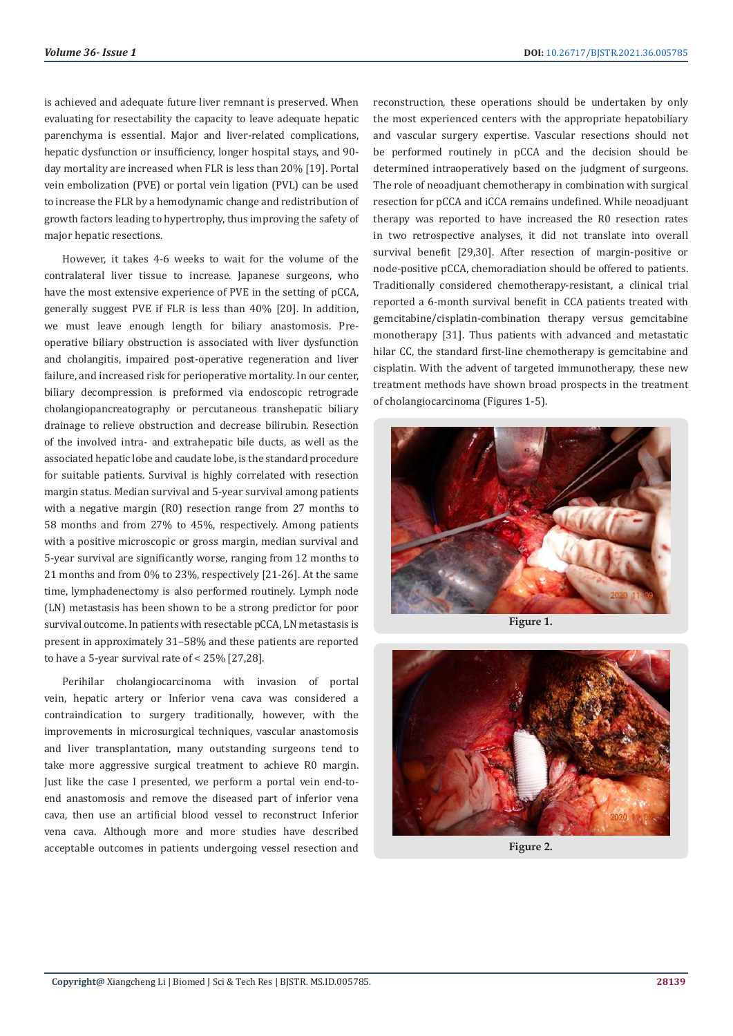is achieved and adequate future liver remnant is preserved. When evaluating for resectability the capacity to leave adequate hepatic parenchyma is essential. Major and liver-related complications, hepatic dysfunction or insufficiency, longer hospital stays, and 90-day mortality are increased when FLR is less than 20% [19]. Portal vein embolization (PVE) or portal vein ligation (PVL) can be used to increase the FLR by a hemodynamic change and redistribution of growth factors leading to hypertrophy, thus improving the safety of major hepatic resections.

However, it takes 4-6 weeks to wait for the volume of the contralateral liver tissue to increase. Japanese surgeons, who have the most extensive experience of PVE in the setting of pCCA, generally suggest PVE if FLR is less than 40% [20]. In addition, we must leave enough length for biliary anastomosis. Pre-operative biliary obstruction is associated with liver dysfunction and cholangitis, impaired post-operative regeneration and liver failure, and increased risk for perioperative mortality. In our center, biliary decompression is preformed via endoscopic retrograde cholangiopancreatography or percutaneous transhepatic biliary drainage to relieve obstruction and decrease bilirubin. Resection of the involved intra- and extrahepatic bile ducts, as well as the associated hepatic lobe and caudate lobe, is the standard procedure for suitable patients. Survival is highly correlated with resection margin status. Median survival and 5-year survival among patients with a negative margin (R0) resection range from 27 months to 58 months and from 27% to 45%, respectively. Among patients with a positive microscopic or gross margin, median survival and 5-year survival are significantly worse, ranging from 12 months to 21 months and from 0% to 23%, respectively [21-26]. At the same time, lymphadenectomy is also performed routinely. Lymph node (LN) metastasis has been shown to be a strong predictor for poor survival outcome. In patients with resectable pCCA, LN metastasis is present in approximately 31–58% and these patients are reported to have a 5-year survival rate of < 25% [27,28].

Perihilar cholangiocarcinoma with invasion of portal vein, hepatic artery or Inferior vena cava was considered a contraindication to surgery traditionally, however, with the improvements in microsurgical techniques, vascular anastomosis and liver transplantation, many outstanding surgeons tend to take more aggressive surgical treatment to achieve R0 margin. Just like the case I presented, we perform a portal vein end-to-end anastomosis and remove the diseased part of inferior vena cava, then use an artificial blood vessel to reconstruct Inferior vena cava. Although more and more studies have described acceptable outcomes in patients undergoing vessel resection and reconstruction, these operations should be undertaken by only the most experienced centers with the appropriate hepatobiliary and vascular surgery expertise. Vascular resections should not be performed routinely in pCCA and the decision should be determined intraoperatively based on the judgment of surgeons. The role of neoadjuant chemotherapy in combination with surgical resection for pCCA and iCCA remains undefined. While neoadjuant therapy was reported to have increased the R0 resection rates in two retrospective analyses, it did not translate into overall survival benefit [29,30]. After resection of margin-positive or node-positive pCCA, chemoradiation should be offered to patients. Traditionally considered chemotherapy-resistant, a clinical trial reported a 6-month survival benefit in CCA patients treated with gemcitabine/cisplatin-combination therapy versus gemcitabine monotherapy [31]. Thus patients with advanced and metastatic hilar CC, the standard first-line chemotherapy is gemcitabine and cisplatin. With the advent of targeted immunotherapy, these new treatment methods have shown broad prospects in the treatment of cholangiocarcinoma (Figures 1-5).

**Figure 1.**

**Figure 2.**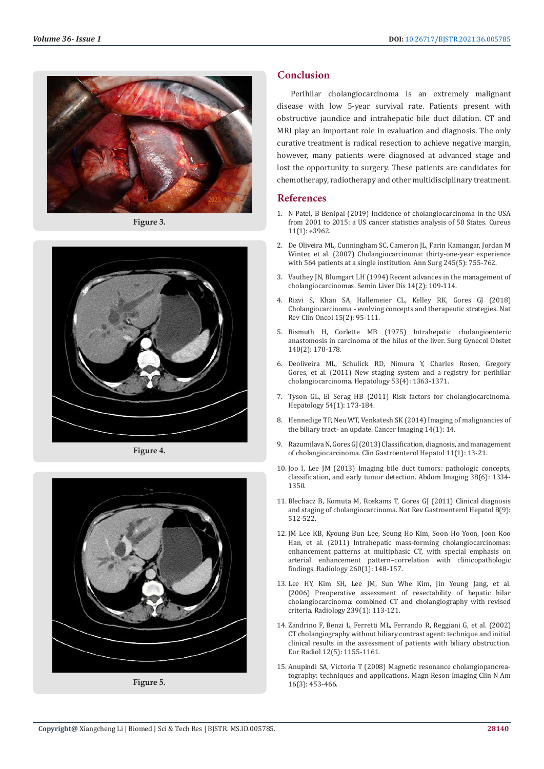Figure 3.

Figure 4.

Figure 5.

## Conclusion

Perihilar cholangiocarcinoma is an extremely malignant disease with low 5-year survival rate. Patients present with obstructive jaundice and intrahepatic bile duct dilation. CT and MRI play an important role in evaluation and diagnosis. The only curative treatment is radical resection to achieve negative margin, however, many patients were diagnosed at advanced stage and lost the opportunity to surgery. These patients are candidates for chemotherapy, radiotherapy and other multidisciplinary treatment.

## References

1. N Patel, B Benipal (2019) Incidence of cholangiocarcinoma in the USA from 2001 to 2015: a US cancer statistics analysis of 50 States. Cureus 11(1): e3962.
2. De Oliveira ML, Cunningham SC, Cameron JL, Farin Kamangar, Jordan M Winter, et al. (2007) Cholangiocarcinoma: thirty-one-year experience with 564 patients at a single institution. Ann Surg 245(5): 755-762.
3. Vauthey JN, Blumgart LH (1994) Recent advances in the management of cholangiocarcinomas. Semin Liver Dis 14(2): 109-114.
4. Rizvi S, Khan SA, Hallemeier CL, Kelley RK, Gores GJ (2018) Cholangiocarcinoma - evolving concepts and therapeutic strategies. Nat Rev Clin Oncol 15(2): 95-111.
5. Bismuth H, Corlette MB (1975) Intrahepatic cholangioenteric anastomosis in carcinoma of the hilus of the liver. Surg Gynecol Obstet 140(2): 170-178.
6. Deoliveira ML, Schulick RD, Nimura Y, Charles Rosen, Gregory Gores, et al. (2011) New staging system and a registry for perihilar cholangiocarcinoma. Hepatology 53(4): 1363-1371.
7. Tyson GL, El Serag HB (2011) Risk factors for cholangiocarcinoma. Hepatology 54(1): 173-184.
8. Hennedige TP, Neo WT, Venkatesh SK (2014) Imaging of malignancies of the biliary tract- an update. Cancer Imaging 14(1): 14.
9. Razumilava N, Gores GJ (2013) Classification, diagnosis, and management of cholangiocarcinoma. Clin Gastroenterol Hepatol 11(1): 13-21.
10. Joo I, Lee JM (2013) Imaging bile duct tumors: pathologic concepts, classification, and early tumor detection. Abdom Imaging 38(6): 1334-1350.
11. Blechacz B, Komuta M, Roskams T, Gores GJ (2011) Clinical diagnosis and staging of cholangiocarcinoma. Nat Rev Gastroenterol Hepatol 8(9): 512-522.
12. JM Lee KB, Kyoung Bun Lee, Seung Ho Kim, Soon Ho Yoon, Joon Koo Han, et al. (2011) Intrahepatic mass-forming cholangiocarcinomas: enhancement patterns at multiphasic CT, with special emphasis on arterial enhancement pattern–correlation with clinicopathologic findings. Radiology 260(1): 148-157.
13. Lee HY, Kim SH, Lee JM, Sun Whe Kim, Jin Young Jang, et al. (2006) Preoperative assessment of resectability of hepatic hilar cholangiocarcinoma: combined CT and cholangiography with revised criteria. Radiology 239(1): 113-121.
14. Zandrino F, Benzi L, Ferretti ML, Ferrando R, Reggiani G, et al. (2002) CT cholangiography without biliary contrast agent: technique and initial clinical results in the assessment of patients with biliary obstruction. Eur Radiol 12(5): 1155-1161.
15. Anupindi SA, Victoria T (2008) Magnetic resonance cholangiopancreatography: techniques and applications. Magn Reson Imaging Clin N Am 16(3): 453-466.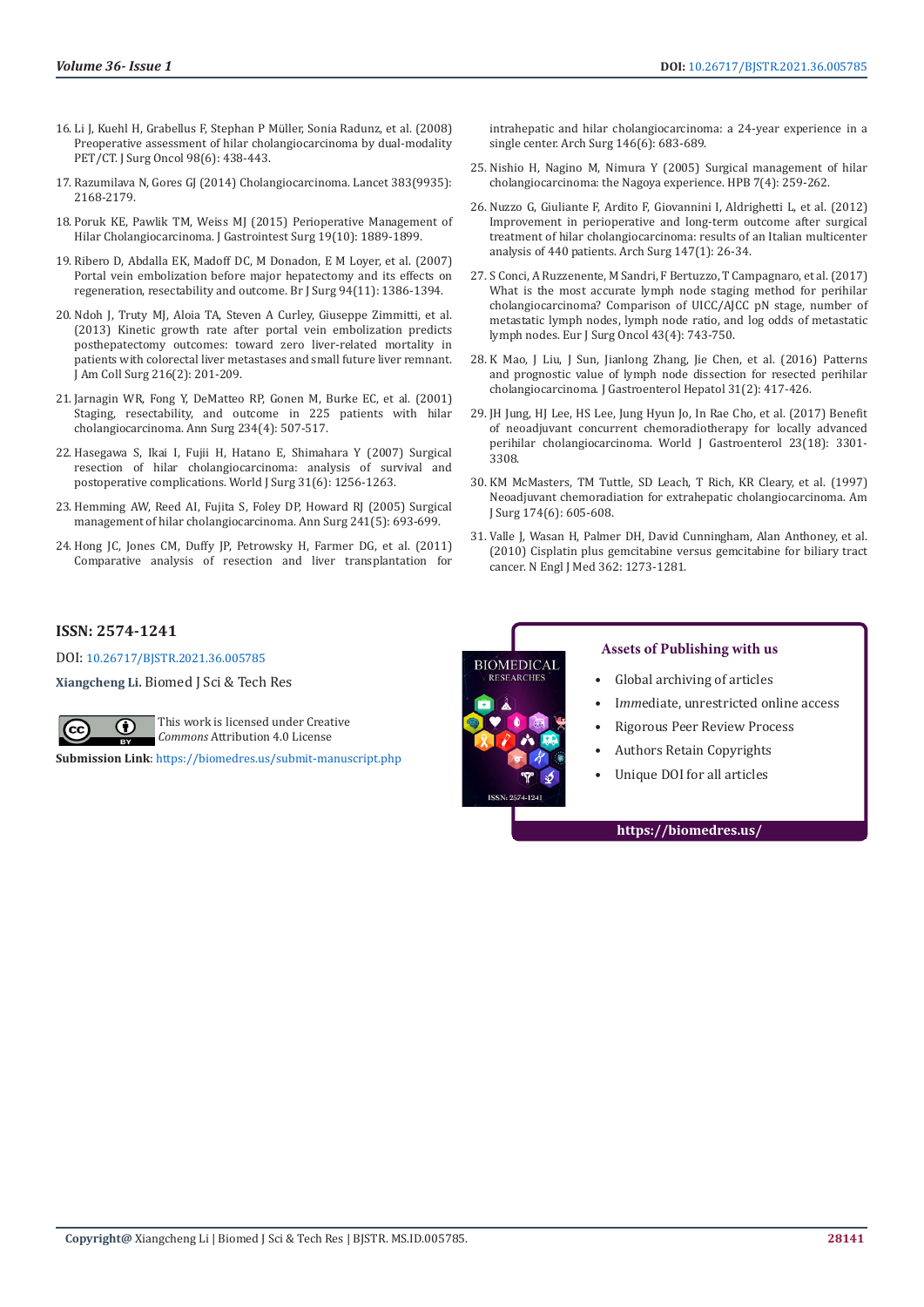16. Li J, Kuehl H, Grabellus F, Stephan P Müller, Sonia Radunz, et al. (2008) Preoperative assessment of hilar cholangiocarcinoma by dual-modality PET/CT. J Surg Oncol 98(6): 438-443.
17. Razumilava N, Gores GJ (2014) Cholangiocarcinoma. Lancet 383(9935): 2168-2179.
18. Poruk KE, Pawlik TM, Weiss MJ (2015) Perioperative Management of Hilar Cholangiocarcinoma. J Gastrointest Surg 19(10): 1889-1899.
19. Ribero D, Abdalla EK, Madoff DC, M Donadon, E M Loyer, et al. (2007) Portal vein embolization before major hepatectomy and its effects on regeneration, resectability and outcome. Br J Surg 94(11): 1386-1394.
20. Ndoh J, Truty MJ, Aloia TA, Steven A Curley, Giuseppe Zimmitti, et al. (2013) Kinetic growth rate after portal vein embolization predicts posthepatectomy outcomes: toward zero liver-related mortality in patients with colorectal liver metastases and small future liver remnant. J Am Coll Surg 216(2): 201-209.
21. Jarnagin WR, Fong Y, DeMatteo RP, Gonen M, Burke EC, et al. (2001) Staging, resectability, and outcome in 225 patients with hilar cholangiocarcinoma. Ann Surg 234(4): 507-517.
22. Hasegawa S, Ikai I, Fujii H, Hatano E, Shimahara Y (2007) Surgical resection of hilar cholangiocarcinoma: analysis of survival and postoperative complications. World J Surg 31(6): 1256-1263.
23. Hemming AW, Reed AI, Fujita S, Foley DP, Howard RJ (2005) Surgical management of hilar cholangiocarcinoma. Ann Surg 241(5): 693-699.
24. Hong JC, Jones CM, Duffy JP, Petrowsky H, Farmer DG, et al. (2011) Comparative analysis of resection and liver transplantation for intrahepatic and hilar cholangiocarcinoma: a 24-year experience in a single center. Arch Surg 146(6): 683-689.
25. Nishio H, Nagino M, Nimura Y (2005) Surgical management of hilar cholangiocarcinoma: the Nagoya experience. HPB 7(4): 259-262.
26. Nuzzo G, Giuliante F, Ardito F, Giovannini I, Aldrighetti L, et al. (2012) Improvement in perioperative and long-term outcome after surgical treatment of hilar cholangiocarcinoma: results of an Italian multicenter analysis of 440 patients. Arch Surg 147(1): 26-34.
27. S Conci, A Ruzzenente, M Sandri, F Bertuzzo, T Campagnaro, et al. (2017) What is the most accurate lymph node staging method for perihilar cholangiocarcinoma? Comparison of UICC/AJCC pN stage, number of metastatic lymph nodes, lymph node ratio, and log odds of metastatic lymph nodes. Eur J Surg Oncol 43(4): 743-750.
28. K Mao, J Liu, J Sun, Jianlong Zhang, Jie Chen, et al. (2016) Patterns and prognostic value of lymph node dissection for resected perihilar cholangiocarcinoma. J Gastroenterol Hepatol 31(2): 417-426.
29. JH Jung, HJ Lee, HS Lee, Jung Hyun Jo, In Rae Cho, et al. (2017) Benefit of neoadjuvant concurrent chemoradiotherapy for locally advanced perihilar cholangiocarcinoma. World J Gastroenterol 23(18): 3301-3308.
30. KM McMasters, TM Tuttle, SD Leach, T Rich, KR Cleary, et al. (1997) Neoadjuvant chemoradiation for extrahepatic cholangiocarcinoma. Am J Surg 174(6): 605-608.
31. Valle J, Wasan H, Palmer DH, David Cunningham, Alan Anthoney, et al. (2010) Cisplatin plus gemcitabine versus gemcitabine for biliary tract cancer. N Engl J Med 362: 1273-1281.

**ISSN: 2574-1241**

DOI: 10.26717/BJSTR.2021.36.005785

**Xiangcheng Li**. Biomed J Sci & Tech Res

This work is licensed under Creative *Commons* Attribution 4.0 License

**Submission Link**: https://biomedres.us/submit-manuscript.php

**Assets of Publishing with us**

- Global archiving of articles
- Immediate, unrestricted online access
- Rigorous Peer Review Process
- Authors Retain Copyrights
- Unique DOI for all articles

**https://biomedres.us/**